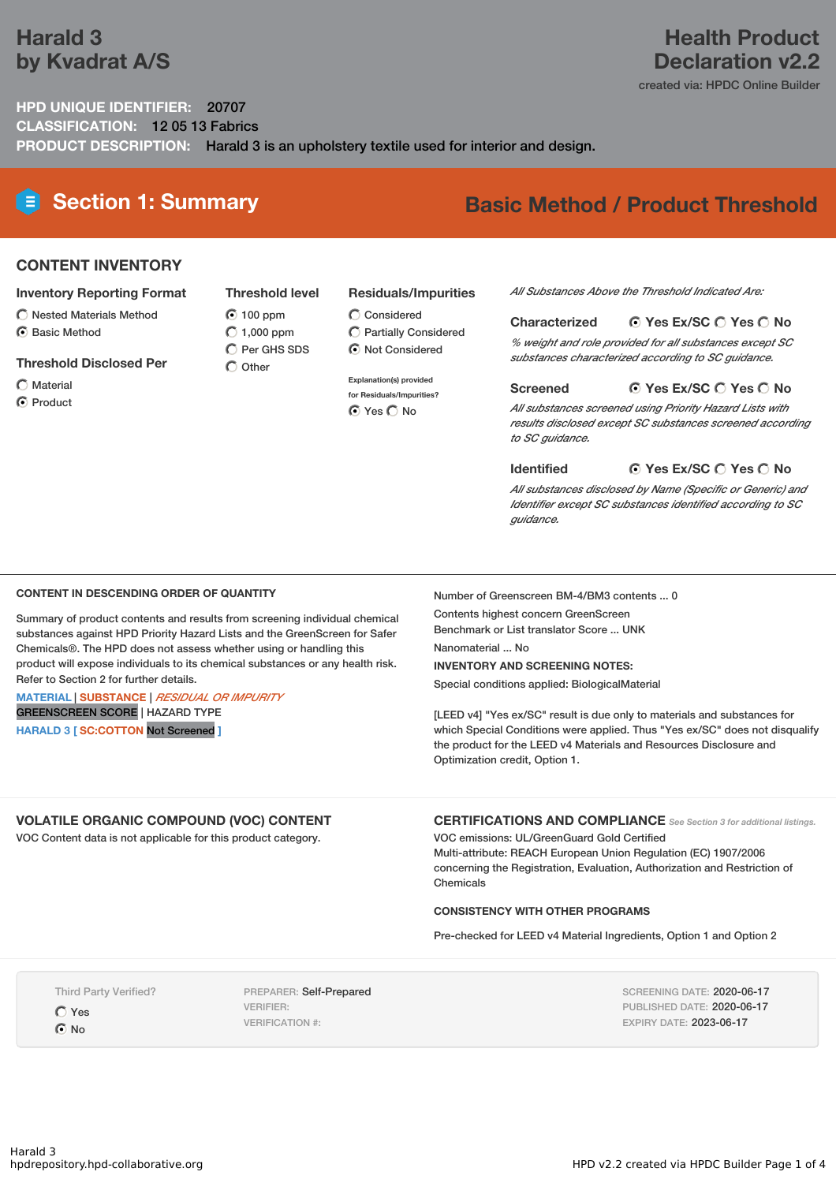# Harald 3 by Kvadrat A/S

# Health Product Declaration v2.2

created via: HPDC Online Builder

**HPD UNIQUE IDENTIFIER:** 20707

**CLASSIFICATION:** 12 05 13 Fabrics

**PRODUCT DESCRIPTION:** Harald 3 is an upholstery textile used for interior and design.

## Section 1: Summary

**Basic Method / Product Threshold**

### CONTENT INVENTORY

**Inventory Reporting Format**

- ○ Nested Materials Method
- ◉ Basic Method

**Threshold Disclosed Per**

- ○ Material
- ◉ Product

**Threshold level**

- ◉ 100 ppm
- ○ 1,000 ppm
- ○ Per GHS SDS
- ○ Other

**Residuals/Impurities**

- ○ Considered
- ○ Partially Considered
- ◉ Not Considered

Explanation(s) provided for Residuals/Impurities?

◉ Yes ○ No

*All Substances Above the Threshold Indicated Are:*

**Characterized** ◉ Yes Ex/SC ○ Yes ○ No

*% weight and role provided for all substances except SC substances characterized according to SC guidance.*

**Screened** ◉ Yes Ex/SC ○ Yes ○ No

*All substances screened using Priority Hazard Lists with results disclosed except SC substances screened according to SC guidance.*

**Identified** ◉ Yes Ex/SC ○ Yes ○ No

*All substances disclosed by Name (Specific or Generic) and Identifier except SC substances identified according to SC guidance.*

#### CONTENT IN DESCENDING ORDER OF QUANTITY

Summary of product contents and results from screening individual chemical substances against HPD Priority Hazard Lists and the GreenScreen for Safer Chemicals®. The HPD does not assess whether using or handling this product will expose individuals to its chemical substances or any health risk. Refer to Section 2 for further details.

MATERIAL | SUBSTANCE | *RESIDUAL OR IMPURITY*
GREENSCREEN SCORE | HAZARD TYPE

HARALD 3 [ SC:COTTON Not Screened ]

Number of Greenscreen BM-4/BM3 contents ... 0

Contents highest concern GreenScreen Benchmark or List translator Score ... UNK

Nanomaterial ... No

**INVENTORY AND SCREENING NOTES:**

Special conditions applied: BiologicalMaterial

[LEED v4] "Yes ex/SC" result is due only to materials and substances for which Special Conditions were applied. Thus "Yes ex/SC" does not disqualify the product for the LEED v4 Materials and Resources Disclosure and Optimization credit, Option 1.

#### VOLATILE ORGANIC COMPOUND (VOC) CONTENT

VOC Content data is not applicable for this product category.

#### CERTIFICATIONS AND COMPLIANCE

*See Section 3 for additional listings.*

VOC emissions: UL/GreenGuard Gold Certified

Multi-attribute: REACH European Union Regulation (EC) 1907/2006 concerning the Registration, Evaluation, Authorization and Restriction of Chemicals

#### CONSISTENCY WITH OTHER PROGRAMS

Pre-checked for LEED v4 Material Ingredients, Option 1 and Option 2

Third Party Verified?

- ○ Yes
- ◉ No

PREPARER: Self-Prepared
VERIFIER:
VERIFICATION #:

SCREENING DATE: 2020-06-17
PUBLISHED DATE: 2020-06-17
EXPIRY DATE: 2023-06-17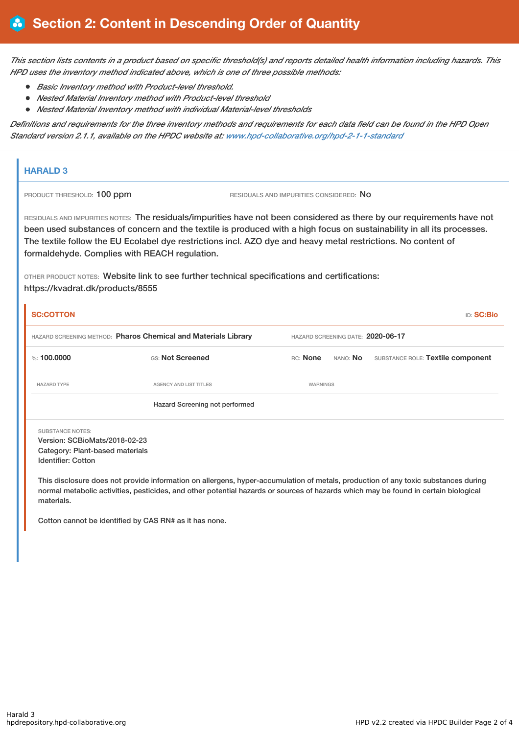# Section 2: Content in Descending Order of Quantity

*This section lists contents in a product based on specific threshold(s) and reports detailed health information including hazards. This HPD uses the inventory method indicated above, which is one of three possible methods:*

- *Basic Inventory method with Product-level threshold.*
- *Nested Material Inventory method with Product-level threshold*
- *Nested Material Inventory method with individual Material-level thresholds*

*Definitions and requirements for the three inventory methods and requirements for each data field can be found in the HPD Open Standard version 2.1.1, available on the HPDC website at: www.hpd-collaborative.org/hpd-2-1-1-standard*

## HARALD 3

PRODUCT THRESHOLD: 100 ppm

RESIDUALS AND IMPURITIES CONSIDERED: No

RESIDUALS AND IMPURITIES NOTES: The residuals/impurities have not been considered as there by our requirements have not been used substances of concern and the textile is produced with a high focus on sustainability in all its processes. The textile follow the EU Ecolabel dye restrictions incl. AZO dye and heavy metal restrictions. No content of formaldehyde. Complies with REACH regulation.

OTHER PRODUCT NOTES: Website link to see further technical specifications and certifications: https://kvadrat.dk/products/8555

### SC:COTTON

ID: **SC:Bio**

HAZARD SCREENING METHOD: **Pharos Chemical and Materials Library**

HAZARD SCREENING DATE: **2020-06-17**

%: **100.0000** | GS: **Not Screened** | RC: **None** | NANO: **No** | SUBSTANCE ROLE: **Textile component**

| HAZARD TYPE | AGENCY AND LIST TITLES | WARNINGS |
|---|---|---|
| | Hazard Screening not performed | |

SUBSTANCE NOTES:
Version: SCBioMats/2018-02-23
Category: Plant-based materials
Identifier: Cotton

This disclosure does not provide information on allergens, hyper-accumulation of metals, production of any toxic substances during normal metabolic activities, pesticides, and other potential hazards or sources of hazards which may be found in certain biological materials.

Cotton cannot be identified by CAS RN# as it has none.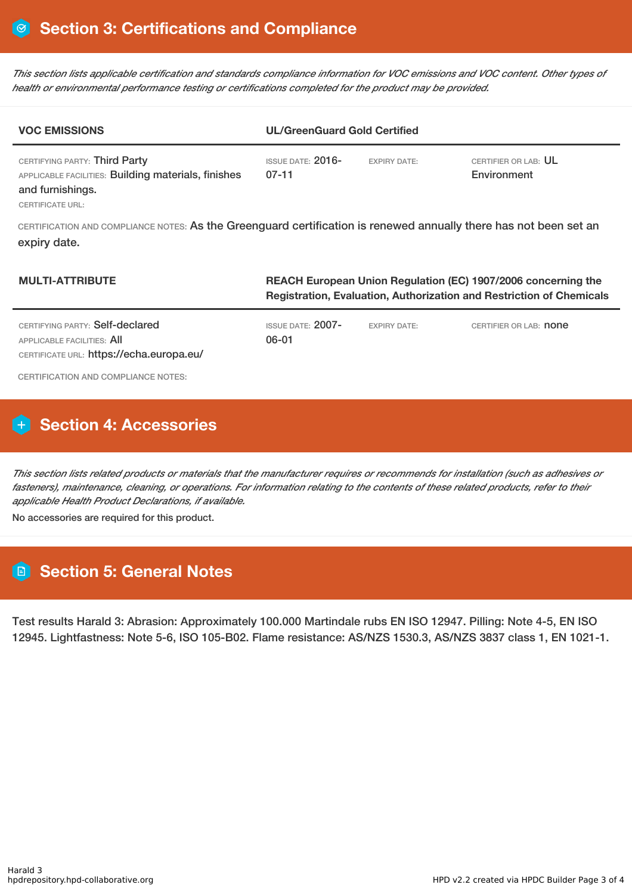# Section 3: Certifications and Compliance

*This section lists applicable certification and standards compliance information for VOC emissions and VOC content. Other types of health or environmental performance testing or certifications completed for the product may be provided.*

| VOC EMISSIONS | UL/GreenGuard Gold Certified | | |
|---|---|---|---|
| CERTIFYING PARTY: Third Party<br>APPLICABLE FACILITIES: Building materials, finishes and furnishings.<br>CERTIFICATE URL: | ISSUE DATE: 2016-07-11 | EXPIRY DATE: | CERTIFIER OR LAB: UL Environment |

CERTIFICATION AND COMPLIANCE NOTES: As the Greenguard certification is renewed annually there has not been set an expiry date.

| MULTI-ATTRIBUTE | REACH European Union Regulation (EC) 1907/2006 concerning the Registration, Evaluation, Authorization and Restriction of Chemicals | | |
|---|---|---|---|
| CERTIFYING PARTY: Self-declared<br>APPLICABLE FACILITIES: All<br>CERTIFICATE URL: https://echa.europa.eu/ | ISSUE DATE: 2007-06-01 | EXPIRY DATE: | CERTIFIER OR LAB: none |

CERTIFICATION AND COMPLIANCE NOTES:

# Section 4: Accessories

*This section lists related products or materials that the manufacturer requires or recommends for installation (such as adhesives or fasteners), maintenance, cleaning, or operations. For information relating to the contents of these related products, refer to their applicable Health Product Declarations, if available.*

No accessories are required for this product.

# Section 5: General Notes

Test results Harald 3: Abrasion: Approximately 100.000 Martindale rubs EN ISO 12947. Pilling: Note 4-5, EN ISO 12945. Lightfastness: Note 5-6, ISO 105-B02. Flame resistance: AS/NZS 1530.3, AS/NZS 3837 class 1, EN 1021-1.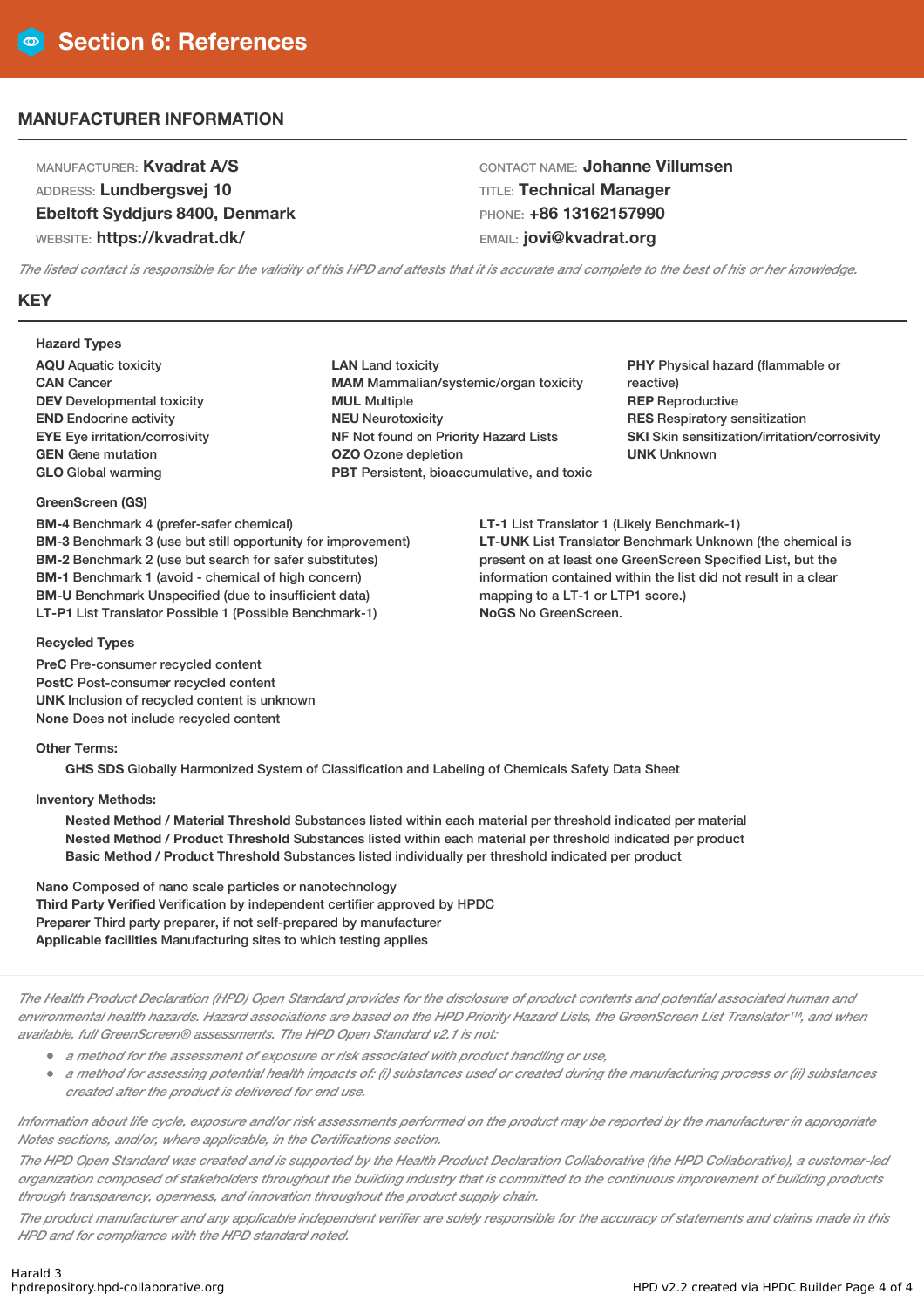# Section 6: References

## MANUFACTURER INFORMATION

MANUFACTURER: **Kvadrat A/S**
ADDRESS: **Lundbergsvej 10**
**Ebeltoft Syddjurs 8400, Denmark**
WEBSITE: **https://kvadrat.dk/**

CONTACT NAME: **Johanne Villumsen**
TITLE: **Technical Manager**
PHONE: **+86 13162157990**
EMAIL: **jovi@kvadrat.org**

*The listed contact is responsible for the validity of this HPD and attests that it is accurate and complete to the best of his or her knowledge.*

## KEY

**Hazard Types**

**AQU** Aquatic toxicity
**CAN** Cancer
**DEV** Developmental toxicity
**END** Endocrine activity
**EYE** Eye irritation/corrosivity
**GEN** Gene mutation
**GLO** Global warming
**LAN** Land toxicity
**MAM** Mammalian/systemic/organ toxicity
**MUL** Multiple
**NEU** Neurotoxicity
**NF** Not found on Priority Hazard Lists
**OZO** Ozone depletion
**PBT** Persistent, bioaccumulative, and toxic
**PHY** Physical hazard (flammable or reactive)
**REP** Reproductive
**RES** Respiratory sensitization
**SKI** Skin sensitization/irritation/corrosivity
**UNK** Unknown

**GreenScreen (GS)**

**BM-4** Benchmark 4 (prefer-safer chemical)
**BM-3** Benchmark 3 (use but still opportunity for improvement)
**BM-2** Benchmark 2 (use but search for safer substitutes)
**BM-1** Benchmark 1 (avoid - chemical of high concern)
**BM-U** Benchmark Unspecified (due to insufficient data)
**LT-P1** List Translator Possible 1 (Possible Benchmark-1)
**LT-1** List Translator 1 (Likely Benchmark-1)
**LT-UNK** List Translator Benchmark Unknown (the chemical is present on at least one GreenScreen Specified List, but the information contained within the list did not result in a clear mapping to a LT-1 or LTP1 score.)
**NoGS** No GreenScreen.

**Recycled Types**

**PreC** Pre-consumer recycled content
**PostC** Post-consumer recycled content
**UNK** Inclusion of recycled content is unknown
**None** Does not include recycled content

**Other Terms:**

**GHS SDS** Globally Harmonized System of Classification and Labeling of Chemicals Safety Data Sheet

**Inventory Methods:**

**Nested Method / Material Threshold** Substances listed within each material per threshold indicated per material
**Nested Method / Product Threshold** Substances listed within each material per threshold indicated per product
**Basic Method / Product Threshold** Substances listed individually per threshold indicated per product

**Nano** Composed of nano scale particles or nanotechnology
**Third Party Verified** Verification by independent certifier approved by HPDC
**Preparer** Third party preparer, if not self-prepared by manufacturer
**Applicable facilities** Manufacturing sites to which testing applies

*The Health Product Declaration (HPD) Open Standard provides for the disclosure of product contents and potential associated human and environmental health hazards. Hazard associations are based on the HPD Priority Hazard Lists, the GreenScreen List Translator™, and when available, full GreenScreen® assessments. The HPD Open Standard v2.1 is not:*

- *a method for the assessment of exposure or risk associated with product handling or use,*
- *a method for assessing potential health impacts of: (i) substances used or created during the manufacturing process or (ii) substances created after the product is delivered for end use.*

*Information about life cycle, exposure and/or risk assessments performed on the product may be reported by the manufacturer in appropriate Notes sections, and/or, where applicable, in the Certifications section.*

*The HPD Open Standard was created and is supported by the Health Product Declaration Collaborative (the HPD Collaborative), a customer-led organization composed of stakeholders throughout the building industry that is committed to the continuous improvement of building products through transparency, openness, and innovation throughout the product supply chain.*

*The product manufacturer and any applicable independent verifier are solely responsible for the accuracy of statements and claims made in this HPD and for compliance with the HPD standard noted.*